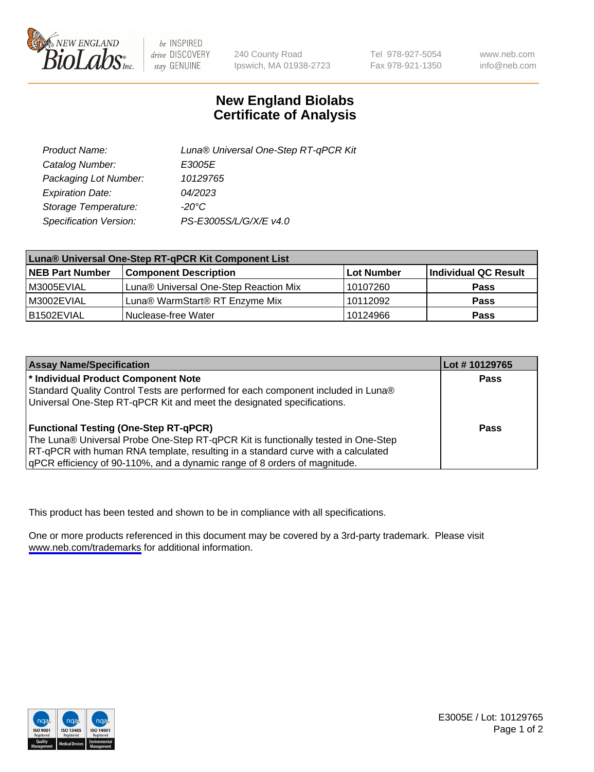New England Biolabs, 240 County Road, Ipswich, MA 01938-2723
Tel 978-927-5054 Fax 978-921-1350 www.neb.com info@neb.com

# New England Biolabs Certificate of Analysis

| | |
|---|---|
| Product Name: | Luna® Universal One-Step RT-qPCR Kit |
| Catalog Number: | E3005E |
| Packaging Lot Number: | 10129765 |
| Expiration Date: | 04/2023 |
| Storage Temperature: | -20°C |
| Specification Version: | PS-E3005S/L/G/X/E v4.0 |

| Luna® Universal One-Step RT-qPCR Kit Component List | | | |
|---|---|---|---|
| **NEB Part Number** | **Component Description** | **Lot Number** | **Individual QC Result** |
| M3005EVIAL | Luna® Universal One-Step Reaction Mix | 10107260 | **Pass** |
| M3002EVIAL | Luna® WarmStart® RT Enzyme Mix | 10112092 | **Pass** |
| B1502EVIAL | Nuclease-free Water | 10124966 | **Pass** |

| Assay Name/Specification | Lot # 10129765 |
|---|---|
| **\* Individual Product Component Note**<br>Standard Quality Control Tests are performed for each component included in Luna® Universal One-Step RT-qPCR Kit and meet the designated specifications. | **Pass** |
| **Functional Testing (One-Step RT-qPCR)**<br>The Luna® Universal Probe One-Step RT-qPCR Kit is functionally tested in One-Step RT-qPCR with human RNA template, resulting in a standard curve with a calculated qPCR efficiency of 90-110%, and a dynamic range of 8 orders of magnitude. | **Pass** |

This product has been tested and shown to be in compliance with all specifications.

One or more products referenced in this document may be covered by a 3rd-party trademark. Please visit www.neb.com/trademarks for additional information.

E3005E / Lot: 10129765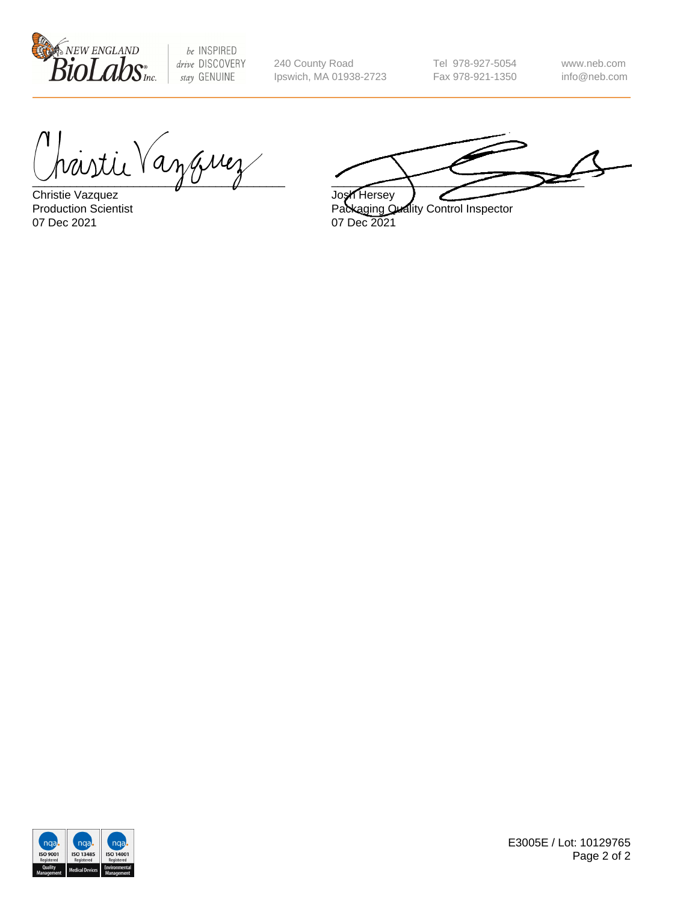Christie Vazquez
Production Scientist
07 Dec 2021

Josh Hersey
Packaging Quality Control Inspector
07 Dec 2021

E3005E / Lot: 10129765